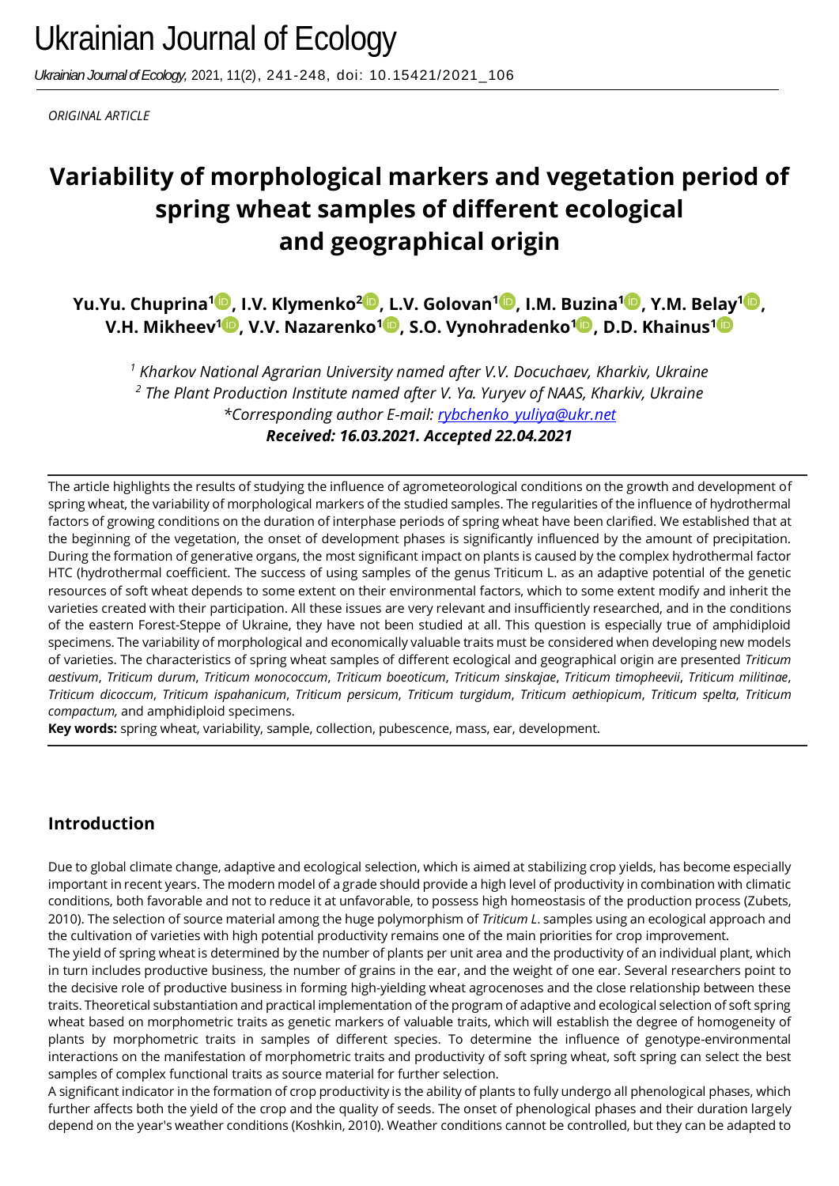# Ukrainian Journal of Ecology

*Ukrainian Journal of Ecology*, 2021, 11(2), 241-248, doi: 10.15421/2021_106

*ORIGINAL ARTICLE*

# Variability of morphological markers and vegetation period of spring wheat samples of different ecological and geographical origin

**Yu.Yu. Chuprina[1], I.V. Klymenko[2], L.V. Golovan[1], I.M. Buzina[1], Y.M. Belay[1], V.H. Mikheev[1], V.V. Nazarenko[1], S.O. Vynohradenko[1], D.D. Khainus[1]**

*[1] Kharkov National Agrarian University named after V.V. Docuchaev, Kharkiv, Ukraine*
*[2] The Plant Production Institute named after V. Ya. Yuryev of NAAS, Kharkiv, Ukraine*
*\*Corresponding author E-mail: rybchenko_yuliya@ukr.net*
***Received: 16.03.2021. Accepted 22.04.2021***

The article highlights the results of studying the influence of agrometeorological conditions on the growth and development of spring wheat, the variability of morphological markers of the studied samples. The regularities of the influence of hydrothermal factors of growing conditions on the duration of interphase periods of spring wheat have been clarified. We established that at the beginning of the vegetation, the onset of development phases is significantly influenced by the amount of precipitation. During the formation of generative organs, the most significant impact on plants is caused by the complex hydrothermal factor HTC (hydrothermal coefficient. The success of using samples of the genus Triticum L. as an adaptive potential of the genetic resources of soft wheat depends to some extent on their environmental factors, which to some extent modify and inherit the varieties created with their participation. All these issues are very relevant and insufficiently researched, and in the conditions of the eastern Forest-Steppe of Ukraine, they have not been studied at all. This question is especially true of amphidiploid specimens. The variability of morphological and economically valuable traits must be considered when developing new models of varieties. The characteristics of spring wheat samples of different ecological and geographical origin are presented *Triticum aestivum*, *Triticum durum*, *Triticum мonococcum*, *Triticum boeoticum*, *Triticum sinskajae*, *Triticum timopheevii*, *Triticum militinae*, *Triticum dicoccum*, *Triticum ispahanicum*, *Triticum persicum*, *Triticum turgidum*, *Triticum aethiopicum*, *Triticum spelta*, *Triticum compactum,* and amphidiploid specimens.

**Key words:** spring wheat, variability, sample, collection, pubescence, mass, ear, development.

## Introduction

Due to global climate change, adaptive and ecological selection, which is aimed at stabilizing crop yields, has become especially important in recent years. The modern model of a grade should provide a high level of productivity in combination with climatic conditions, both favorable and not to reduce it at unfavorable, to possess high homeostasis of the production process (Zubets, 2010). The selection of source material among the huge polymorphism of *Triticum L*. samples using an ecological approach and the cultivation of varieties with high potential productivity remains one of the main priorities for crop improvement.

The yield of spring wheat is determined by the number of plants per unit area and the productivity of an individual plant, which in turn includes productive business, the number of grains in the ear, and the weight of one ear. Several researchers point to the decisive role of productive business in forming high-yielding wheat agrocenoses and the close relationship between these traits. Theoretical substantiation and practical implementation of the program of adaptive and ecological selection of soft spring wheat based on morphometric traits as genetic markers of valuable traits, which will establish the degree of homogeneity of plants by morphometric traits in samples of different species. To determine the influence of genotype-environmental interactions on the manifestation of morphometric traits and productivity of soft spring wheat, soft spring can select the best samples of complex functional traits as source material for further selection.

A significant indicator in the formation of crop productivity is the ability of plants to fully undergo all phenological phases, which further affects both the yield of the crop and the quality of seeds. The onset of phenological phases and their duration largely depend on the year's weather conditions (Koshkin, 2010). Weather conditions cannot be controlled, but they can be adapted to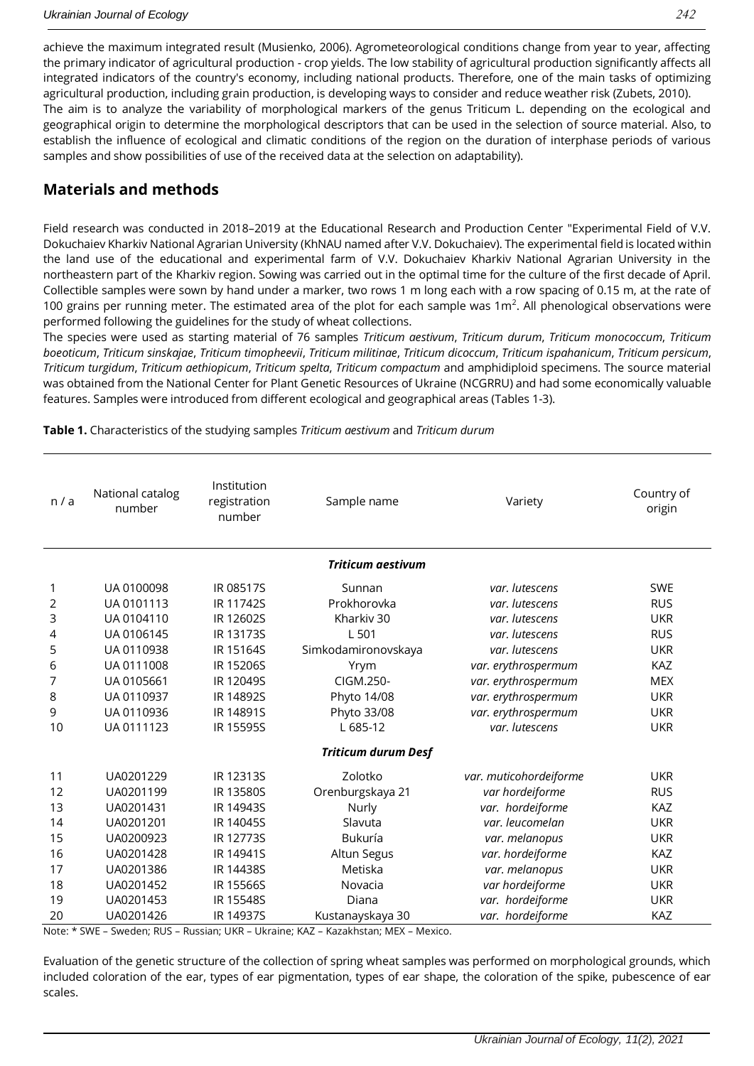achieve the maximum integrated result (Musienko, 2006). Agrometeorological conditions change from year to year, affecting the primary indicator of agricultural production - crop yields. The low stability of agricultural production significantly affects all integrated indicators of the country's economy, including national products. Therefore, one of the main tasks of optimizing agricultural production, including grain production, is developing ways to consider and reduce weather risk (Zubets, 2010).
The aim is to analyze the variability of morphological markers of the genus Triticum L. depending on the ecological and geographical origin to determine the morphological descriptors that can be used in the selection of source material. Also, to establish the influence of ecological and climatic conditions of the region on the duration of interphase periods of various samples and show possibilities of use of the received data at the selection on adaptability).

## Materials and methods

Field research was conducted in 2018–2019 at the Educational Research and Production Center "Experimental Field of V.V. Dokuchaiev Kharkiv National Agrarian University (KhNAU named after V.V. Dokuchaiev). The experimental field is located within the land use of the educational and experimental farm of V.V. Dokuchaiev Kharkiv National Agrarian University in the northeastern part of the Kharkiv region. Sowing was carried out in the optimal time for the culture of the first decade of April. Collectible samples were sown by hand under a marker, two rows 1 m long each with a row spacing of 0.15 m, at the rate of 100 grains per running meter. The estimated area of the plot for each sample was 1m$^2$. All phenological observations were performed following the guidelines for the study of wheat collections.
The species were used as starting material of 76 samples *Triticum aestivum*, *Triticum durum*, *Triticum monococcum*, *Triticum boeoticum*, *Triticum sinskajae*, *Triticum timopheevii*, *Triticum militinae*, *Triticum dicoccum*, *Triticum ispahanicum*, *Triticum persicum*, *Triticum turgidum*, *Triticum aethiopicum*, *Triticum spelta*, *Triticum compactum* and amphidiploid specimens. The source material was obtained from the National Center for Plant Genetic Resources of Ukraine (NCGRRU) and had some economically valuable features. Samples were introduced from different ecological and geographical areas (Tables 1-3).

**Table 1.** Characteristics of the studying samples *Triticum aestivum* and *Triticum durum*

| n / a | National catalog number | Institution registration number | Sample name | Variety | Country of origin |
|---|---|---|---|---|---|
| | | | ***Triticum aestivum*** | | |
| 1 | UA 0100098 | IR 08517S | Sunnan | *var. lutescens* | SWE |
| 2 | UA 0101113 | IR 11742S | Prokhorovka | *var. lutescens* | RUS |
| 3 | UA 0104110 | IR 12602S | Kharkiv 30 | *var. lutescens* | UKR |
| 4 | UA 0106145 | IR 13173S | L 501 | *var. lutescens* | RUS |
| 5 | UA 0110938 | IR 15164S | Simkodamironovskaya | *var. lutescens* | UKR |
| 6 | UA 0111008 | IR 15206S | Yrym | *var. erythrospermum* | KAZ |
| 7 | UA 0105661 | IR 12049S | CIGM.250- | *var. erythrospermum* | MEX |
| 8 | UA 0110937 | IR 14892S | Phyto 14/08 | *var. erythrospermum* | UKR |
| 9 | UA 0110936 | IR 14891S | Phyto 33/08 | *var. erythrospermum* | UKR |
| 10 | UA 0111123 | IR 15595S | L 685-12 | *var. lutescens* | UKR |
| | | | ***Triticum durum Desf*** | | |
| 11 | UA0201229 | IR 12313S | Zolotko | *var. muticohordeiforme* | UKR |
| 12 | UA0201199 | IR 13580S | Orenburgskaya 21 | *var hordeiforme* | RUS |
| 13 | UA0201431 | IR 14943S | Nurly | *var. hordeiforme* | KAZ |
| 14 | UA0201201 | IR 14045S | Slavuta | *var. leucomelan* | UKR |
| 15 | UA0200923 | IR 12773S | Bukuría | *var. melanopus* | UKR |
| 16 | UA0201428 | IR 14941S | Altun Segus | *var. hordeiforme* | KAZ |
| 17 | UA0201386 | IR 14438S | Metiska | *var. melanopus* | UKR |
| 18 | UA0201452 | IR 15566S | Novacia | *var hordeiforme* | UKR |
| 19 | UA0201453 | IR 15548S | Diana | *var. hordeiforme* | UKR |
| 20 | UA0201426 | IR 14937S | Kustanayskaya 30 | *var. hordeiforme* | KAZ |

Note: * SWE – Sweden; RUS – Russian; UKR – Ukraine; KAZ – Kazakhstan; MEX – Mexico.

Evaluation of the genetic structure of the collection of spring wheat samples was performed on morphological grounds, which included coloration of the ear, types of ear pigmentation, types of ear shape, the coloration of the spike, pubescence of ear scales.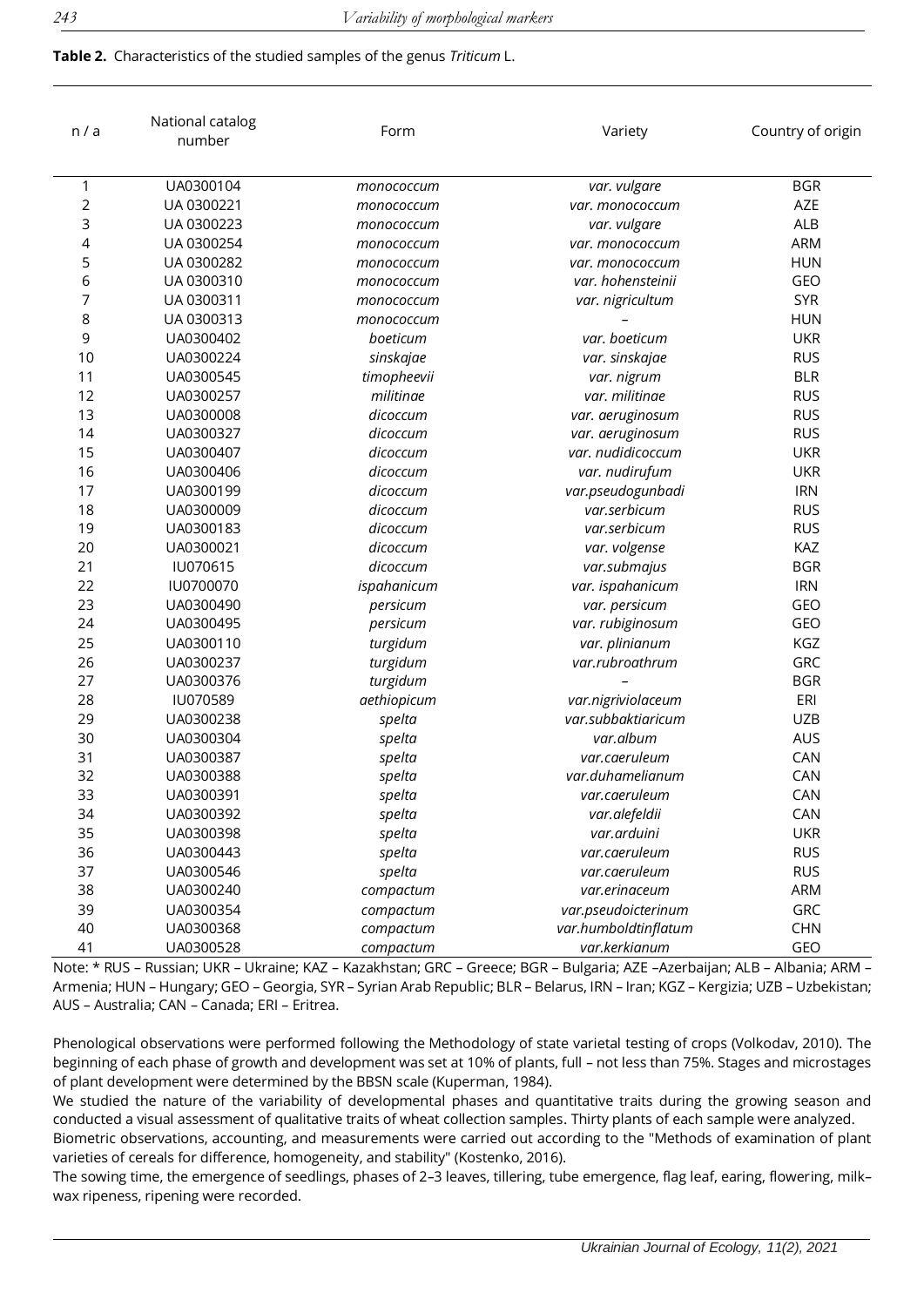**Table 2.** Characteristics of the studied samples of the genus *Triticum* L.

| n / a | National catalog number | Form | Variety | Country of origin |
|---|---|---|---|---|
| 1 | UA0300104 | *monococcum* | *var. vulgare* | BGR |
| 2 | UA 0300221 | *monococcum* | *var. monococcum* | AZE |
| 3 | UA 0300223 | *monococcum* | *var. vulgare* | ALB |
| 4 | UA 0300254 | *monococcum* | *var. monococcum* | ARM |
| 5 | UA 0300282 | *monococcum* | *var. monococcum* | HUN |
| 6 | UA 0300310 | *monococcum* | *var. hohensteinii* | GEO |
| 7 | UA 0300311 | *monococcum* | *var. nigricultum* | SYR |
| 8 | UA 0300313 | *monococcum* | – | HUN |
| 9 | UA0300402 | *boeticum* | *var. boeticum* | UKR |
| 10 | UA0300224 | *sinskajae* | *var. sinskajae* | RUS |
| 11 | UA0300545 | *timopheevii* | *var. nigrum* | BLR |
| 12 | UA0300257 | *militinae* | *var. militinae* | RUS |
| 13 | UA0300008 | *dicoccum* | *var. aeruginosum* | RUS |
| 14 | UA0300327 | *dicoccum* | *var. aeruginosum* | RUS |
| 15 | UA0300407 | *dicoccum* | *var. nudidicoccum* | UKR |
| 16 | UA0300406 | *dicoccum* | *var. nudirufum* | UKR |
| 17 | UA0300199 | *dicoccum* | *var.pseudogunbadi* | IRN |
| 18 | UA0300009 | *dicoccum* | *var.serbicum* | RUS |
| 19 | UA0300183 | *dicoccum* | *var.serbicum* | RUS |
| 20 | UA0300021 | *dicoccum* | *var. volgense* | KAZ |
| 21 | IU070615 | *dicoccum* | *var.submajus* | BGR |
| 22 | IU0700070 | *ispahanicum* | *var. ispahanicum* | IRN |
| 23 | UA0300490 | *persicum* | *var. persicum* | GEO |
| 24 | UA0300495 | *persicum* | *var. rubiginosum* | GEO |
| 25 | UA0300110 | *turgidum* | *var. plinianum* | KGZ |
| 26 | UA0300237 | *turgidum* | *var.rubroathrum* | GRC |
| 27 | UA0300376 | *turgidum* | – | BGR |
| 28 | IU070589 | *aethiopicum* | *var.nigriviolaceum* | ERI |
| 29 | UA0300238 | *spelta* | *var.subbaktiaricum* | UZB |
| 30 | UA0300304 | *spelta* | *var.album* | AUS |
| 31 | UA0300387 | *spelta* | *var.caeruleum* | CAN |
| 32 | UA0300388 | *spelta* | *var.duhamelianum* | CAN |
| 33 | UA0300391 | *spelta* | *var.caeruleum* | CAN |
| 34 | UA0300392 | *spelta* | *var.alefeldii* | CAN |
| 35 | UA0300398 | *spelta* | *var.arduini* | UKR |
| 36 | UA0300443 | *spelta* | *var.caeruleum* | RUS |
| 37 | UA0300546 | *spelta* | *var.caeruleum* | RUS |
| 38 | UA0300240 | *compactum* | *var.erinaceum* | ARM |
| 39 | UA0300354 | *compactum* | *var.pseudoicterinum* | GRC |
| 40 | UA0300368 | *compactum* | *var.humboldtinflatum* | CHN |
| 41 | UA0300528 | *compactum* | *var.kerkianum* | GEO |

Note: * RUS – Russian; UKR – Ukraine; KAZ – Kazakhstan; GRC – Greece; BGR – Bulgaria; AZE –Azerbaijan; ALB – Albania; ARM – Armenia; HUN – Hungary; GEO – Georgia, SYR – Syrian Arab Republic; BLR – Belarus, IRN – Iran; KGZ – Kergizia; UZB – Uzbekistan; AUS – Australia; CAN – Canada; ERI – Eritrea.

Phenological observations were performed following the Methodology of state varietal testing of crops (Volkodav, 2010). The beginning of each phase of growth and development was set at 10% of plants, full – not less than 75%. Stages and microstages of plant development were determined by the BBSN scale (Kuperman, 1984).

We studied the nature of the variability of developmental phases and quantitative traits during the growing season and conducted a visual assessment of qualitative traits of wheat collection samples. Thirty plants of each sample were analyzed.

Biometric observations, accounting, and measurements were carried out according to the "Methods of examination of plant varieties of cereals for difference, homogeneity, and stability" (Kostenko, 2016).

The sowing time, the emergence of seedlings, phases of 2–3 leaves, tillering, tube emergence, flag leaf, earing, flowering, milk–wax ripeness, ripening were recorded.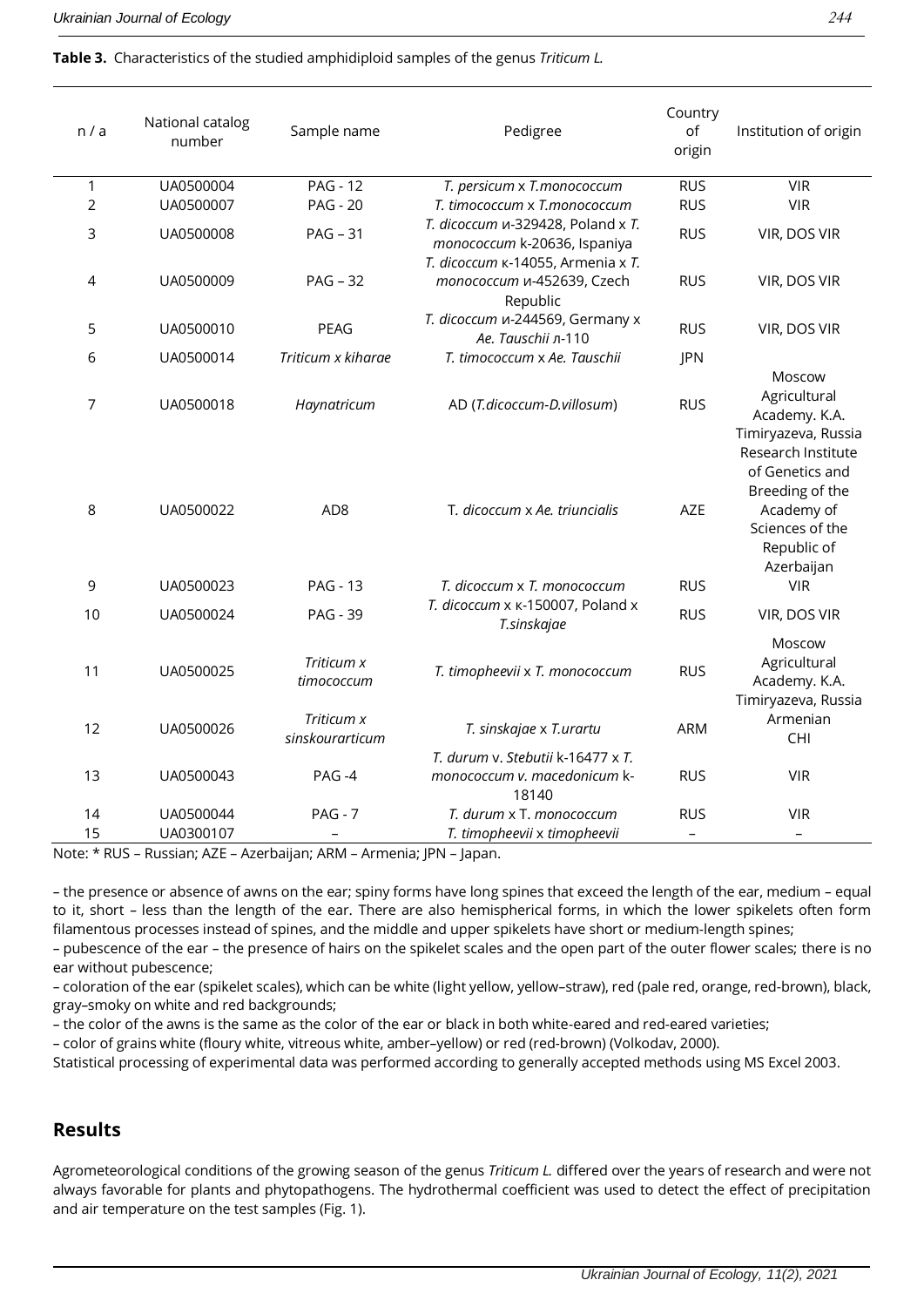**Table 3.** Characteristics of the studied amphidiploid samples of the genus *Triticum L.*

| n / a | National catalog number | Sample name | Pedigree | Country of origin | Institution of origin |
|---|---|---|---|---|---|
| 1 | UA0500004 | PAG - 12 | *T. persicum* x *T.monococcum* | RUS | VIR |
| 2 | UA0500007 | PAG - 20 | *T. timococcum* x *T.monococcum* | RUS | VIR |
| 3 | UA0500008 | PAG – 31 | *T. dicoccum* и-329428, Poland x *T. monococcum* k-20636, Ispaniya | RUS | VIR, DOS VIR |
| 4 | UA0500009 | PAG – 32 | *T. dicoccum* к-14055, Armenia x *T. monococcum* и-452639, Czech Republic | RUS | VIR, DOS VIR |
| 5 | UA0500010 | PEAG | *T. dicoccum* и-244569, Germany x *Ae. Tauschii* л-110 | RUS | VIR, DOS VIR |
| 6 | UA0500014 | *Triticum x kiharae* | *T. timococcum* x *Ae. Tauschii* | JPN | |
| 7 | UA0500018 | *Haynatricum* | AD (*T.dicoccum-D.villosum*) | RUS | Moscow Agricultural Academy. K.A. Timiryazeva, Russia |
| 8 | UA0500022 | AD8 | T. *dicoccum* x *Ae. triuncialis* | AZE | Research Institute of Genetics and Breeding of the Academy of Sciences of the Republic of Azerbaijan |
| 9 | UA0500023 | PAG - 13 | *T. dicoccum* x *T. monococcum* | RUS | VIR |
| 10 | UA0500024 | PAG - 39 | *T. dicoccum* x к-150007, Poland x *T.sinskajae* | RUS | VIR, DOS VIR |
| 11 | UA0500025 | *Triticum x timococcum* | *T. timopheevii* x *T. monococcum* | RUS | Moscow Agricultural Academy. K.A. Timiryazeva, Russia |
| 12 | UA0500026 | *Triticum x sinskourarticum* | *T. sinskajae* x *T.urartu* | ARM | Armenian CHI |
| 13 | UA0500043 | PAG -4 | *T. durum* v. *Stebutii* k-16477 x *T. monococcum v. macedonicum* k-18140 | RUS | VIR |
| 14 | UA0500044 | PAG - 7 | *T. durum* x T. *monococcum* | RUS | VIR |
| 15 | UA0300107 | – | *T. timopheevii* x *timopheevii* | – | – |

Note: * RUS – Russian; AZE – Azerbaijan; ARM – Armenia; JPN – Japan.

– the presence or absence of awns on the ear; spiny forms have long spines that exceed the length of the ear, medium – equal to it, short – less than the length of the ear. There are also hemispherical forms, in which the lower spikelets often form filamentous processes instead of spines, and the middle and upper spikelets have short or medium-length spines;

– pubescence of the ear – the presence of hairs on the spikelet scales and the open part of the outer flower scales; there is no ear without pubescence;

– coloration of the ear (spikelet scales), which can be white (light yellow, yellow–straw), red (pale red, orange, red-brown), black, gray–smoky on white and red backgrounds;

– the color of the awns is the same as the color of the ear or black in both white-eared and red-eared varieties;

– color of grains white (floury white, vitreous white, amber–yellow) or red (red-brown) (Volkodav, 2000).

Statistical processing of experimental data was performed according to generally accepted methods using MS Excel 2003.

## Results

Agrometeorological conditions of the growing season of the genus *Triticum L.* differed over the years of research and were not always favorable for plants and phytopathogens. The hydrothermal coefficient was used to detect the effect of precipitation and air temperature on the test samples (Fig. 1).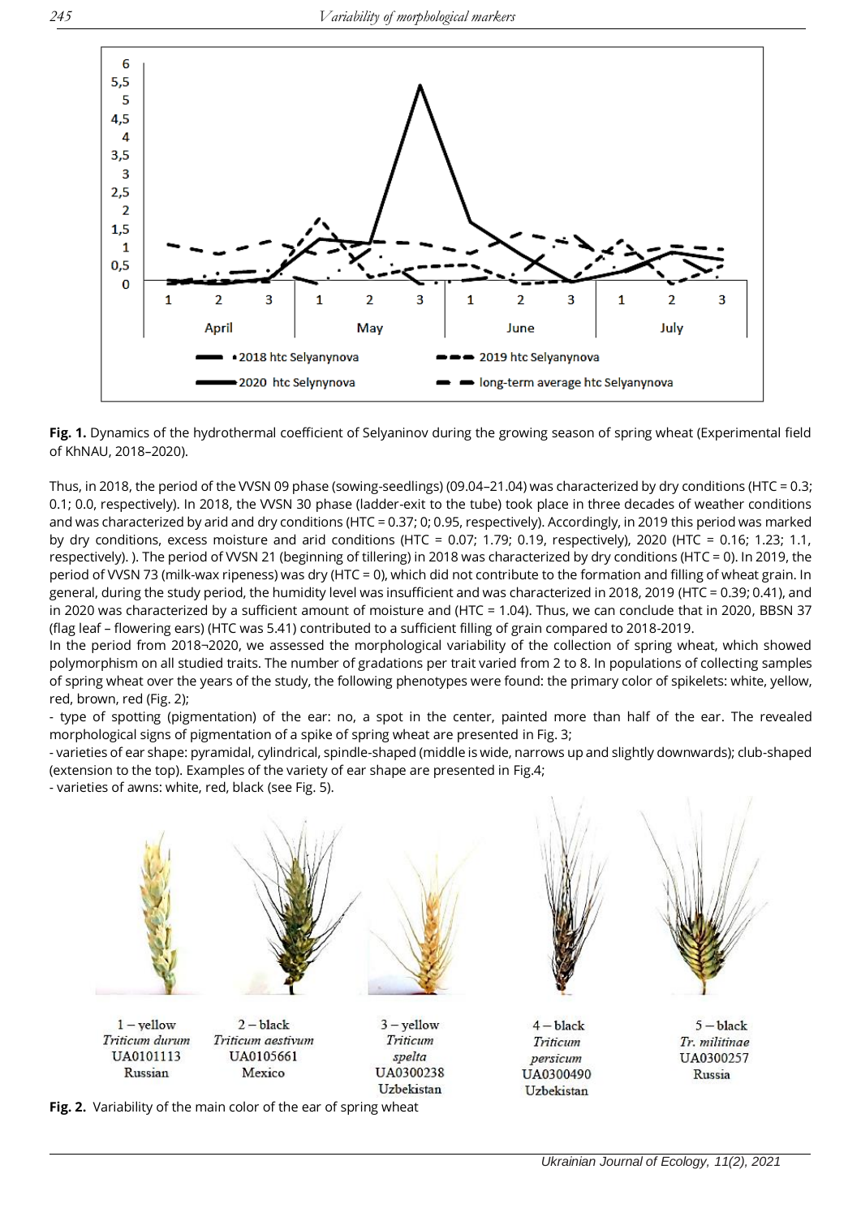6
5,5
5
4,5
4
3,5
3
2,5
2
1,5
1
0,5
0

1 2 3 1 2 3 1 2 3 1 2 3

April May June July

2018 htc Selyanynova
2019 htc Selyanynova
2020 htc Selynynova
long-term average htc Selyanynova

**Fig. 1.** Dynamics of the hydrothermal coefficient of Selyaninov during the growing season of spring wheat (Experimental field of KhNAU, 2018–2020).

Thus, in 2018, the period of the VVSN 09 phase (sowing-seedlings) (09.04–21.04) was characterized by dry conditions (HTC = 0.3; 0.1; 0.0, respectively). In 2018, the VVSN 30 phase (ladder-exit to the tube) took place in three decades of weather conditions and was characterized by arid and dry conditions (HTC = 0.37; 0; 0.95, respectively). Accordingly, in 2019 this period was marked by dry conditions, excess moisture and arid conditions (HTC = 0.07; 1.79; 0.19, respectively), 2020 (HTC = 0.16; 1.23; 1.1, respectively). ). The period of VVSN 21 (beginning of tillering) in 2018 was characterized by dry conditions (HTC = 0). In 2019, the period of VVSN 73 (milk-wax ripeness) was dry (HTC = 0), which did not contribute to the formation and filling of wheat grain. In general, during the study period, the humidity level was insufficient and was characterized in 2018, 2019 (HTC = 0.39; 0.41), and in 2020 was characterized by a sufficient amount of moisture and (HTC = 1.04). Thus, we can conclude that in 2020, BBSN 37 (flag leaf – flowering ears) (HTC was 5.41) contributed to a sufficient filling of grain compared to 2018-2019.

In the period from 2018¬2020, we assessed the morphological variability of the collection of spring wheat, which showed polymorphism on all studied traits. The number of gradations per trait varied from 2 to 8. In populations of collecting samples of spring wheat over the years of the study, the following phenotypes were found: the primary color of spikelets: white, yellow, red, brown, red (Fig. 2);

- type of spotting (pigmentation) of the ear: no, a spot in the center, painted more than half of the ear. The revealed morphological signs of pigmentation of a spike of spring wheat are presented in Fig. 3;
- varieties of ear shape: pyramidal, cylindrical, spindle-shaped (middle is wide, narrows up and slightly downwards); club-shaped (extension to the top). Examples of the variety of ear shape are presented in Fig.4;
- varieties of awns: white, red, black (see Fig. 5).

1 – yellow *Triticum durum* UA0101113 Russian

2 – black *Triticum aestivum* UA0105661 Mexico

3 – yellow *Triticum spelta* UA0300238 Uzbekistan

4 – black *Triticum persicum* UA0300490 Uzbekistan

5 – black *Tr. militinae* UA0300257 Russia

**Fig. 2.** Variability of the main color of the ear of spring wheat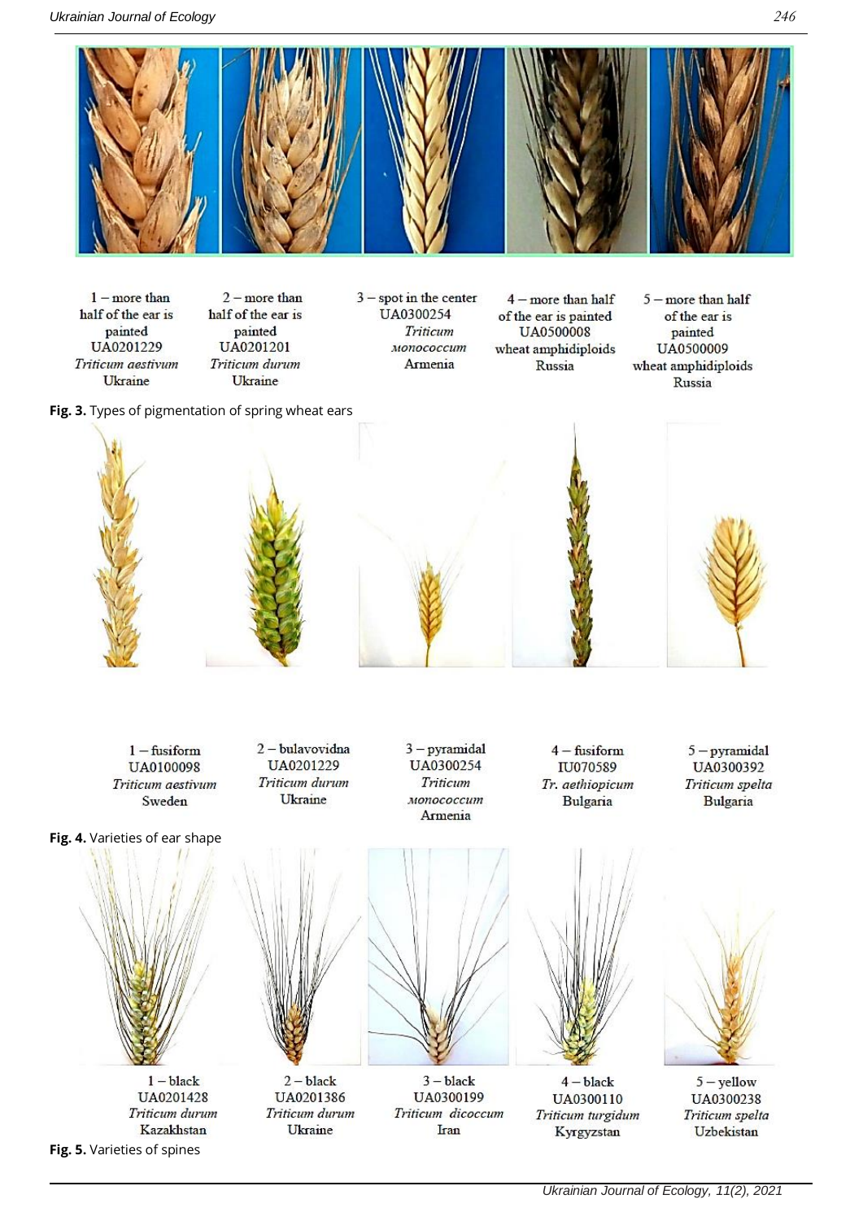1 – more than half of the ear is painted
UA0201229
*Triticum aestivum*
Ukraine

2 – more than half of the ear is painted
UA0201201
*Triticum durum*
Ukraine

3 – spot in the center
UA0300254
*Triticum монососсит*
Armenia

4 – more than half of the ear is painted
UA0500008
wheat amphidiploids
Russia

5 – more than half of the ear is painted
UA0500009
wheat amphidiploids
Russia

**Fig. 3.** Types of pigmentation of spring wheat ears

1 – fusiform
UA0100098
*Triticum aestivum*
Sweden

2 – bulavovidna
UA0201229
*Triticum durum*
Ukraine

3 – pyramidal
UA0300254
*Triticum монососсит*
Armenia

4 – fusiform
IU070589
*Tr. aethiopicum*
Bulgaria

5 – pyramidal
UA0300392
*Triticum spelta*
Bulgaria

**Fig. 4.** Varieties of ear shape

1 – black
UA0201428
*Triticum durum*
Kazakhstan

2 – black
UA0201386
*Triticum durum*
Ukraine

3 – black
UA0300199
*Triticum dicoccum*
Iran

4 – black
UA0300110
*Triticum turgidum*
Kyrgyzstan

5 – yellow
UA0300238
*Triticum spelta*
Uzbekistan

**Fig. 5.** Varieties of spines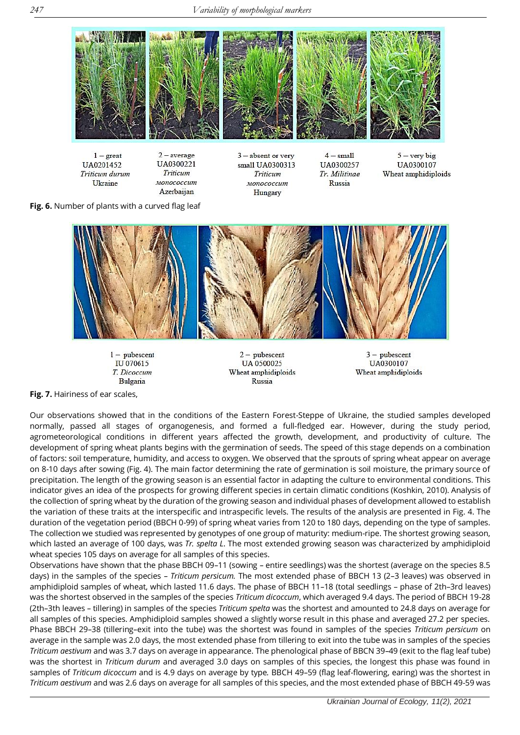1 – great
UA0201452
*Triticum durum*
Ukraine

2 – average
UA0300221
*Triticum моnососсит*
Azerbaijan

3 – absent or very small UA0300313
*Triticum моnососсит*
Hungary

4 – small
UA0300257
*Tr. Militinae*
Russia

5 – very big
UA0300107
Wheat amphidiploids

**Fig. 6.** Number of plants with a curved flag leaf

1 – pubescent
IU 070615
*T. Dicoccum*
Bulgaria

2 – pubescent
UA 0500025
Wheat amphidiploids
Russia

3 – pubescent
UA0300107
Wheat amphidiploids

**Fig. 7.** Hairiness of ear scales,

Our observations showed that in the conditions of the Eastern Forest-Steppe of Ukraine, the studied samples developed normally, passed all stages of organogenesis, and formed a full-fledged ear. However, during the study period, agrometeorological conditions in different years affected the growth, development, and productivity of culture. The development of spring wheat plants begins with the germination of seeds. The speed of this stage depends on a combination of factors: soil temperature, humidity, and access to oxygen. We observed that the sprouts of spring wheat appear on average on 8-10 days after sowing (Fig. 4). The main factor determining the rate of germination is soil moisture, the primary source of precipitation. The length of the growing season is an essential factor in adapting the culture to environmental conditions. This indicator gives an idea of the prospects for growing different species in certain climatic conditions (Koshkin, 2010). Analysis of the collection of spring wheat by the duration of the growing season and individual phases of development allowed to establish the variation of these traits at the interspecific and intraspecific levels. The results of the analysis are presented in Fig. 4. The duration of the vegetation period (BBCH 0-99) of spring wheat varies from 120 to 180 days, depending on the type of samples. The collection we studied was represented by genotypes of one group of maturity: medium-ripe. The shortest growing season, which lasted an average of 100 days, was *Tr. spelta L*. The most extended growing season was characterized by amphidiploid wheat species 105 days on average for all samples of this species.

Observations have shown that the phase BBCH 09–11 (sowing – entire seedlings) was the shortest (average on the species 8.5 days) in the samples of the species – *Triticum persicum.* The most extended phase of BBCH 13 (2–3 leaves) was observed in amphidiploid samples of wheat, which lasted 11.6 days. The phase of BBCH 11–18 (total seedlings – phase of 2th–3rd leaves) was the shortest observed in the samples of the species *Triticum dicoccum*, which averaged 9.4 days. The period of BBCH 19-28 (2th–3th leaves – tillering) in samples of the species *Triticum spelta* was the shortest and amounted to 24.8 days on average for all samples of this species. Amphidiploid samples showed a slightly worse result in this phase and averaged 27.2 per species. Phase BBCH 29–38 (tillering–exit into the tube) was the shortest was found in samples of the species *Triticum persicum* on average in the sample was 2.0 days, the most extended phase from tillering to exit into the tube was in samples of the species *Triticum aestivum* and was 3.7 days on average in appearance. The phenological phase of BBCN 39–49 (exit to the flag leaf tube) was the shortest in *Triticum durum* and averaged 3.0 days on samples of this species, the longest this phase was found in samples of *Triticum dicoccum* and is 4.9 days on average by type. BBCH 49–59 (flag leaf-flowering, earing) was the shortest in *Triticum aestivum* and was 2.6 days on average for all samples of this species, and the most extended phase of BBCH 49-59 was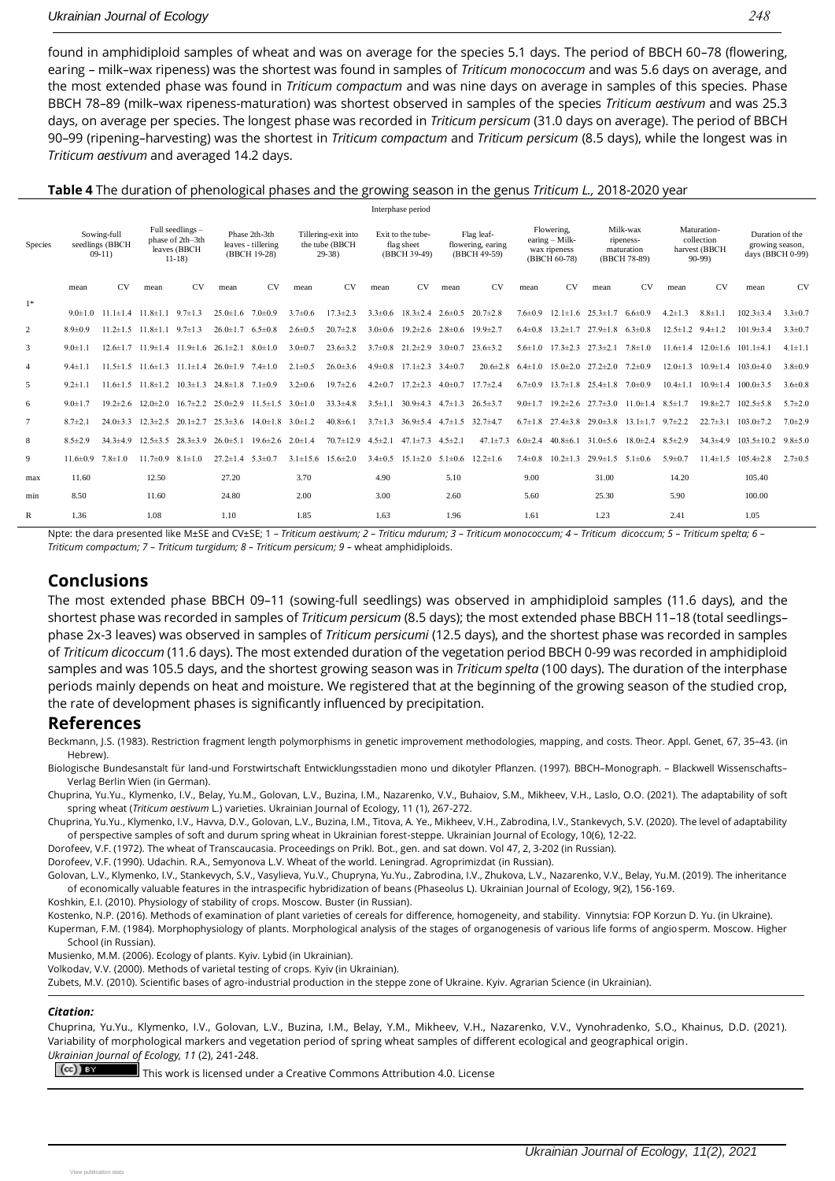found in amphidiploid samples of wheat and was on average for the species 5.1 days. The period of BBCH 60–78 (flowering, earing – milk–wax ripeness) was the shortest was found in samples of *Triticum monococcum* and was 5.6 days on average, and the most extended phase was found in *Triticum compactum* and was nine days on average in samples of this species. Phase BBCH 78–89 (milk–wax ripeness-maturation) was shortest observed in samples of the species *Triticum aestivum* and was 25.3 days, on average per species. The longest phase was recorded in *Triticum persicum* (31.0 days on average). The period of BBCH 90–99 (ripening–harvesting) was the shortest in *Triticum compactum* and *Triticum persicum* (8.5 days), while the longest was in *Triticum aestivum* and averaged 14.2 days.

**Table 4** The duration of phenological phases and the growing season in the genus *Triticum L.,* 2018-2020 year

| Species | Interphase period | | | | | | | | | | | | | | | | | | | |
|---|---|---|---|---|---|---|---|---|---|---|---|---|---|---|---|---|---|---|---|---|
| | Sowing-full seedlings (BBCH 09-11) | | Full seedlings – phase of 2th–3th leaves (BBCH 11-18) | | Phase 2th-3th leaves - tillering (BBCH 19-28) | | Tillering-exit into the tube (BBCH 29-38) | | Exit to the tube-flag sheet (BBCH 39-49) | | Flag leaf-flowering, earing (BBCH 49-59) | | Flowering, earing – Milk-wax ripeness (BBCH 60-78) | | Milk-wax ripeness-maturation (BBCH 78-89) | | Maturation-collection harvest (BBCH 90-99) | | Duration of the growing season, days (BBCH 0-99) | |
| | mean | CV | mean | CV | mean | CV | mean | CV | mean | CV | mean | CV | mean | CV | mean | CV | mean | CV | mean | CV |
| 1* | 9.0±1.0 | 11.1±1.4 | 11.8±1.1 | 9.7±1.3 | 25.0±1.6 | 7.0±0.9 | 3.7±0.6 | 17.3±2.3 | 3.3±0.6 | 18.3±2.4 | 2.6±0.5 | 20.7±2.8 | 7.6±0.9 | 12.1±1.6 | 25.3±1.7 | 6.6±0.9 | 4.2±1.3 | 8.8±1.1 | 102.3±3.4 | 3.3±0.7 |
| 2 | 8.9±0.9 | 11.2±1.5 | 11.8±1.1 | 9.7±1.3 | 26.0±1.7 | 6.5±0.8 | 2.6±0.5 | 20.7±2.8 | 3.0±0.6 | 19.2±2.6 | 2.8±0.6 | 19.9±2.7 | 6.4±0.8 | 13.2±1.7 | 27.9±1.8 | 6.3±0.8 | 12.5±1.2 | 9.4±1.2 | 101.9±3.4 | 3.3±0.7 |
| 3 | 9.0±1.1 | 12.6±1.7 | 11.9±1.4 | 11.9±1.6 | 26.1±2.1 | 8.0±1.0 | 3.0±0.7 | 23.6±3.2 | 3.7±0.8 | 21.2±2.9 | 3.0±0.7 | 23.6±3.2 | 5.6±1.0 | 17.3±2.3 | 27.3±2.1 | 7.8±1.0 | 11.6±1.4 | 12.0±1.6 | 101.1±4.1 | 4.1±1.1 |
| 4 | 9.4±1.1 | 11.5±1.5 | 11.6±1.3 | 11.1±1.4 | 26.0±1.9 | 7.4±1.0 | 2.1±0.5 | 26.0±3.6 | 4.9±0.8 | 17.1±2.3 | 3.4±0.7 | 20.6±2.8 | 6.4±1.0 | 15.0±2.0 | 27.2±2.0 | 7.2±0.9 | 12.0±1.3 | 10.9±1.4 | 103.0±4.0 | 3.8±0.9 |
| 5 | 9.2±1.1 | 11.6±1.5 | 11.8±1.2 | 10.3±1.3 | 24.8±1.8 | 7.1±0.9 | 3.2±0.6 | 19.7±2.6 | 4.2±0.7 | 17.2±2.3 | 4.0±0.7 | 17.7±2.4 | 6.7±0.9 | 13.7±1.8 | 25.4±1.8 | 7.0±0.9 | 10.4±1.1 | 10.9±1.4 | 100.0±3.5 | 3.6±0.8 |
| 6 | 9.0±1.7 | 19.2±2.6 | 12.0±2.0 | 16.7±2.2 | 25.0±2.9 | 11.5±1.5 | 3.0±1.0 | 33.3±4.8 | 3.5±1.1 | 30.9±4.3 | 4.7±1.3 | 26.5±3.7 | 9.0±1.7 | 19.2±2.6 | 27.7±3.0 | 11.0±1.4 | 8.5±1.7 | 19.8±2.7 | 102.5±5.8 | 5.7±2.0 |
| 7 | 8.7±2.1 | 24.0±3.3 | 12.3±2.5 | 20.1±2.7 | 25.3±3.6 | 14.0±1.8 | 3.0±1.2 | 40.8±6.1 | 3.7±1.3 | 36.9±5.4 | 4.7±1.5 | 32.7±4.7 | 6.7±1.8 | 27.4±3.8 | 29.0±3.8 | 13.1±1.7 | 9.7±2.2 | 22.7±3.1 | 103.0±7.2 | 7.0±2.9 |
| 8 | 8.5±2.9 | 34.3±4.9 | 12.5±3.5 | 28.3±3.9 | 26.0±5.1 | 19.6±2.6 | 2.0±1.4 | 70.7±12.9 | 4.5±2.1 | 47.1±7.3 | 4.5±2.1 | 47.1±7.3 | 6.0±2.4 | 40.8±6.1 | 31.0±5.6 | 18.0±2.4 | 8.5±2.9 | 34.3±4.9 | 103.5±10.2 | 9.8±5.0 |
| 9 | 11.6±0.9 | 7.8±1.0 | 11.7±0.9 | 8.1±1.0 | 27.2±1.4 | 5.3±0.7 | 3.1±15.6 | 15.6±2.0 | 3.4±0.5 | 15.1±2.0 | 5.1±0.6 | 12.2±1.6 | 7.4±0.8 | 10.2±1.3 | 29.9±1.5 | 5.1±0.6 | 5.9±0.7 | 11.4±1.5 | 105.4±2.8 | 2.7±0.5 |
| max | 11.60 | | 12.50 | | 27.20 | | 3.70 | | 4.90 | | 5.10 | | 9.00 | | 31.00 | | 14.20 | | 105.40 | |
| min | 8.50 | | 11.60 | | 24.80 | | 2.00 | | 3.00 | | 2.60 | | 5.60 | | 25.30 | | 5.90 | | 100.00 | |
| R | 1.36 | | 1.08 | | 1.10 | | 1.85 | | 1.63 | | 1.96 | | 1.61 | | 1.23 | | 2.41 | | 1.05 | |

Npte: the dara presented like M±SE and CV±SE; 1 – *Triticum aestivum; 2 – Triticu mdurum; 3 – Triticum моnococcum; 4 – Triticum dicoccum; 5 – Triticum spelta; 6 – Triticum compactum; 7 – Triticum turgidum; 8 – Triticum persicum; 9* – wheat amphidiploids.

## Conclusions

The most extended phase BBCH 09–11 (sowing-full seedlings) was observed in amphidiploid samples (11.6 days), and the shortest phase was recorded in samples of *Triticum persicum* (8.5 days); the most extended phase BBCH 11–18 (total seedlings–phase 2x-3 leaves) was observed in samples of *Triticum persicumi* (12.5 days), and the shortest phase was recorded in samples of *Triticum dicoccum* (11.6 days). The most extended duration of the vegetation period BBCH 0-99 was recorded in amphidiploid samples and was 105.5 days, and the shortest growing season was in *Triticum spelta* (100 days). The duration of the interphase periods mainly depends on heat and moisture. We registered that at the beginning of the growing season of the studied crop, the rate of development phases is significantly influenced by precipitation.

## References

Beckmann, J.S. (1983). Restriction fragment length polymorphisms in genetic improvement methodologies, mapping, and costs. Theor. Appl. Genet, 67, 35–43. (in Hebrew).

Biologische Bundesanstalt für land-und Forstwirtschaft Entwicklungsstadien mono und dikotyler Pflanzen. (1997). BBCH–Monograph. – Blackwell Wissenschafts–Verlag Berlin Wien (in German).

Chuprina, Yu.Yu., Klymenko, I.V., Belay, Yu.M., Golovan, L.V., Buzina, I.M., Nazarenko, V.V., Buhaiov, S.M., Mikheev, V.H., Laslo, O.O. (2021). The adaptability of soft spring wheat (*Triticum aestivum* L.) varieties. Ukrainian Journal of Ecology, 11 (1), 267-272.

Chuprina, Yu.Yu., Klymenko, I.V., Havva, D.V., Golovan, L.V., Buzina, I.M., Titova, A. Ye., Mikheev, V.H., Zabrodina, I.V., Stankevych, S.V. (2020). The level of adaptability of perspective samples of soft and durum spring wheat in Ukrainian forest-steppe. Ukrainian Journal of Ecology, 10(6), 12-22.

Dorofeev, V.F. (1972). The wheat of Transcaucasia. Proceedings on Prikl. Bot., gen. and sat down. Vol 47, 2, 3-202 (in Russian).

Dorofeev, V.F. (1990). Udachin. R.A., Semyonova L.V. Wheat of the world. Leningrad. Agroprimizdat (in Russian).

Golovan, L.V., Klymenko, I.V., Stankevych, S.V., Vasylieva, Yu.V., Chupryna, Yu.Yu., Zabrodina, I.V., Zhukova, L.V., Nazarenko, V.V., Belay, Yu.M. (2019). The inheritance of economically valuable features in the intraspecific hybridization of beans (Phaseolus L). Ukrainian Journal of Ecology, 9(2), 156-169.

Koshkin, E.I. (2010). Physiology of stability of crops. Moscow. Buster (in Russian).

Kostenko, N.P. (2016). Methods of examination of plant varieties of cereals for difference, homogeneity, and stability. Vinnytsia: FOP Korzun D. Yu. (in Ukraine).

Kuperman, F.M. (1984). Morphophysiology of plants. Morphological analysis of the stages of organogenesis of various life forms of angiosperm. Moscow. Higher School (in Russian).

Musienko, M.M. (2006). Ecology of plants. Kyiv. Lybid (in Ukrainian).

Volkodav, V.V. (2000). Methods of varietal testing of crops. Kyiv (in Ukrainian).

Zubets, M.V. (2010). Scientific bases of agro-industrial production in the steppe zone of Ukraine. Kyiv. Agrarian Science (in Ukrainian).

***Citation:***

Chuprina, Yu.Yu., Klymenko, I.V., Golovan, L.V., Buzina, I.M., Belay, Y.M., Mikheev, V.H., Nazarenko, V.V., Vynohradenko, S.O., Khainus, D.D. (2021). Variability of morphological markers and vegetation period of spring wheat samples of different ecological and geographical origin. *Ukrainian Journal of Ecology, 11* (2), 241-248.

This work is licensed under a Creative Commons Attribution 4.0. License